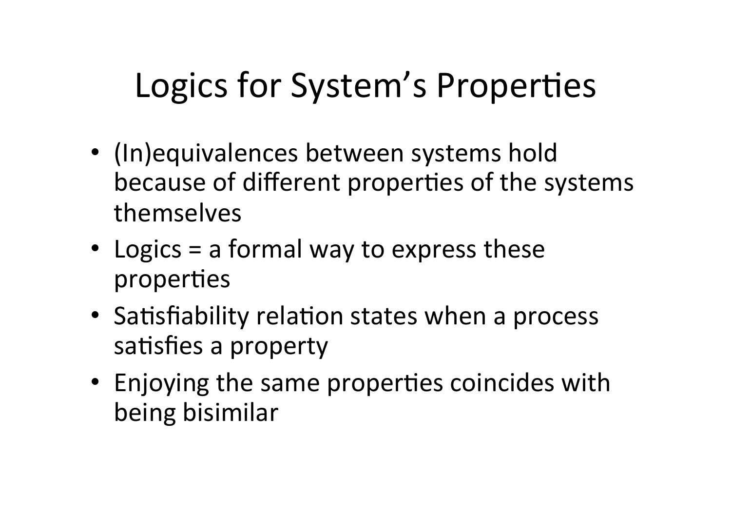# Logics for System's Properties

- (In)equivalences between systems hold because of different properties of the systems themselves
- Logics = a formal way to express these properties
- Satisfiability relation states when a process satisfies a property
- Enjoying the same properties coincides with being bisimilar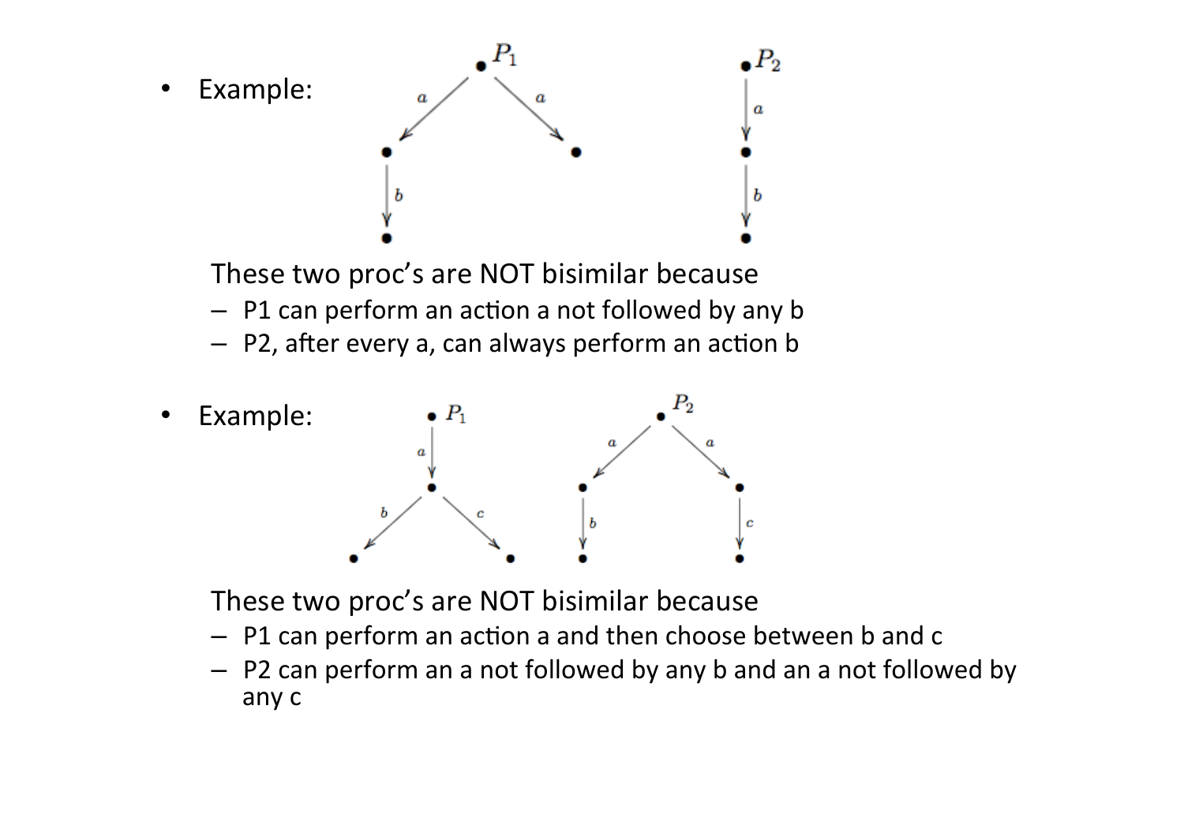- Example:

These two proc's are NOT bisimilar because
  - P1 can perform an action a not followed by any b
  - P2, after every a, can always perform an action b

- Example:

These two proc's are NOT bisimilar because
  - P1 can perform an action a and then choose between b and c
  - P2 can perform an a not followed by any b and an a not followed by any c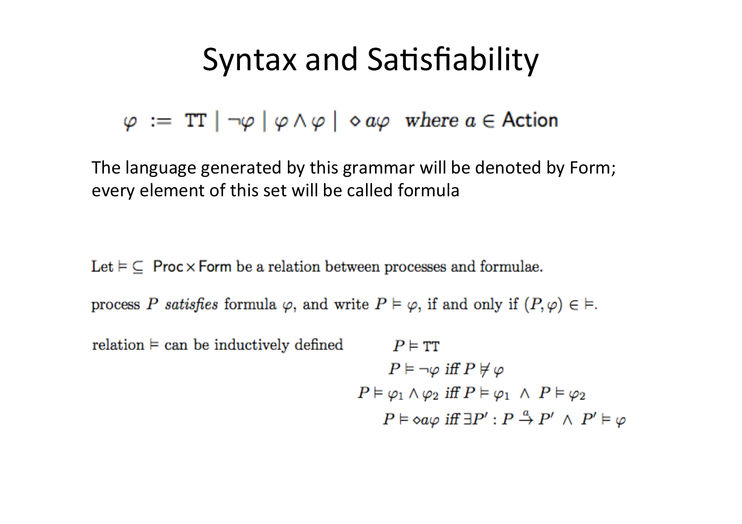# Syntax and Satisfiability

$$\varphi \ := \ \mathrm{TT} \mid \neg\varphi \mid \varphi \wedge \varphi \mid \ \diamond a\varphi \quad \textit{where } a \in \mathsf{Action}$$

The language generated by this grammar will be denoted by Form; every element of this set will be called formula

Let $\models \subseteq$ $\mathsf{Proc} \times \mathsf{Form}$ be a relation between processes and formulae.

process $P$ *satisfies* formula $\varphi$, and write $P \models \varphi$, if and only if $(P, \varphi) \in \models$.

relation $\models$ can be inductively defined

$$P \models \mathrm{TT}$$

$$P \models \neg\varphi \ \textit{iff} \ P \not\models \varphi$$

$$P \models \varphi_1 \wedge \varphi_2 \ \textit{iff} \ P \models \varphi_1 \ \wedge \ P \models \varphi_2$$

$$P \models \diamond a\varphi \ \textit{iff} \ \exists P' : P \xrightarrow{a} P' \ \wedge \ P' \models \varphi$$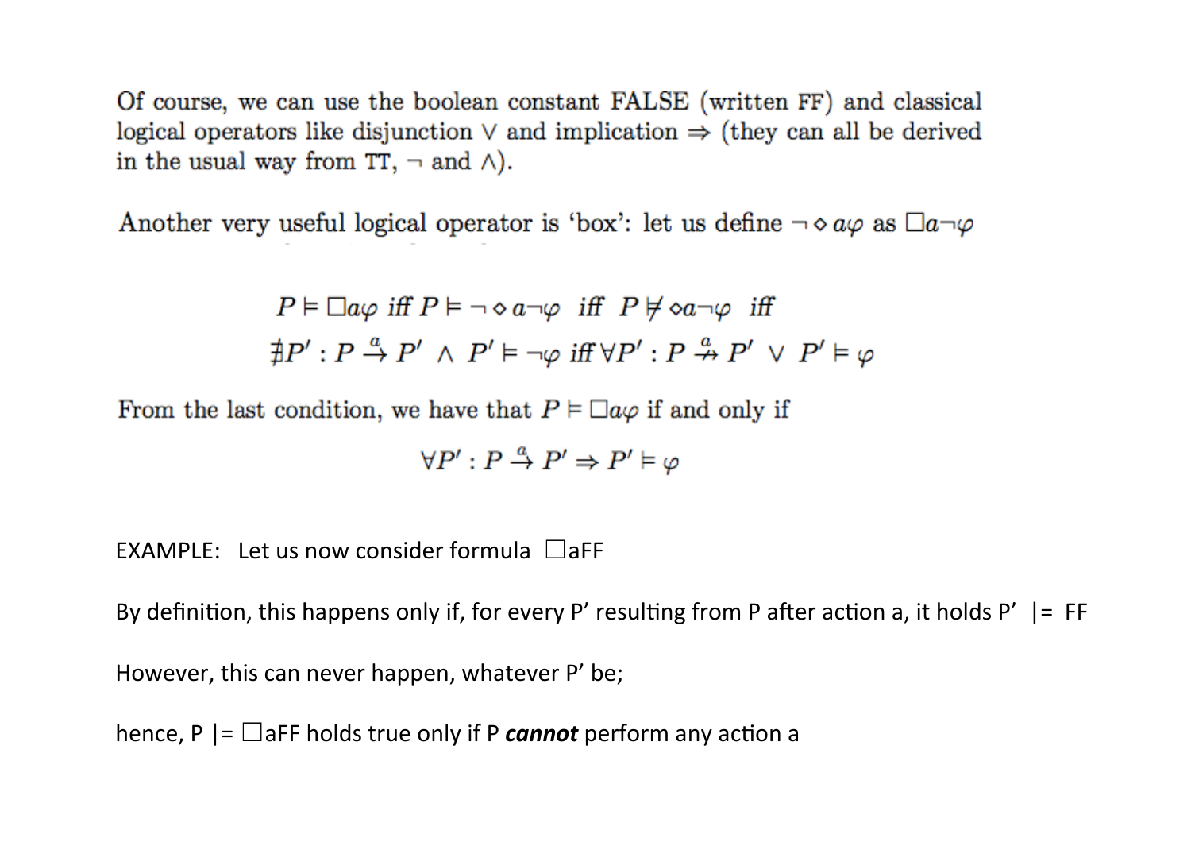Of course, we can use the boolean constant FALSE (written **FF**) and classical logical operators like disjunction $\vee$ and implication $\Rightarrow$ (they can all be derived in the usual way from **TT**, $\neg$ and $\wedge$).

Another very useful logical operator is 'box': let us define $\neg \diamond a\varphi$ as $\Box a \neg\varphi$

$$P \models \Box a\varphi \text{ iff } P \models \neg \diamond a \neg\varphi \text{ iff } P \not\models \diamond a \neg\varphi \text{ iff}$$
$$\nexists P' : P \xrightarrow{a} P' \wedge P' \models \neg\varphi \text{ iff } \forall P' : P \not\xrightarrow{a} P' \vee P' \models \varphi$$

From the last condition, we have that $P \models \Box a\varphi$ if and only if

$$\forall P' : P \xrightarrow{a} P' \Rightarrow P' \models \varphi$$

EXAMPLE: Let us now consider formula $\Box$aFF

By definition, this happens only if, for every P' resulting from P after action a, it holds P' |= FF

However, this can never happen, whatever P' be;

hence, P |= $\Box$aFF holds true only if P ***cannot*** perform any action a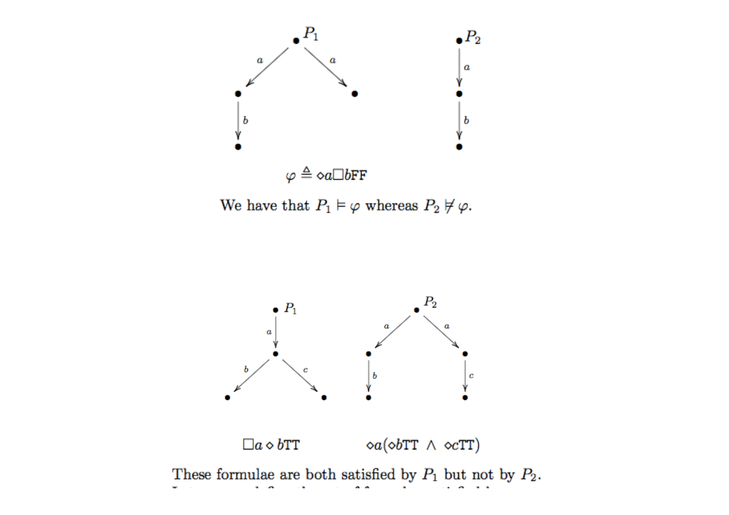$$\varphi \triangleq \diamond a \Box b \mathrm{FF}$$

We have that $P_1 \models \varphi$ whereas $P_2 \not\models \varphi$.

$\Box a \diamond b\mathrm{TT}$ $\quad\quad$ $\diamond a(\diamond b\mathrm{TT} \wedge \diamond c\mathrm{TT})$

These formulae are both satisfied by $P_1$ but not by $P_2$.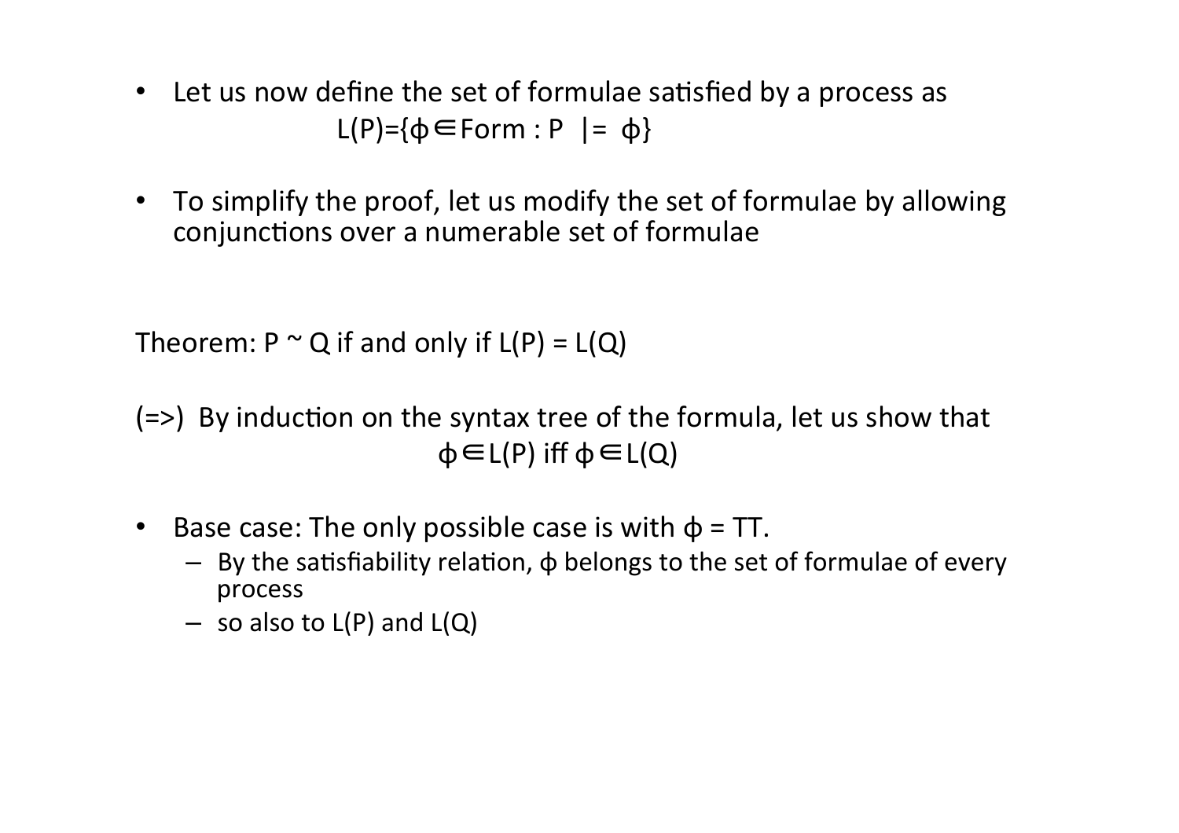- Let us now define the set of formulae satisfied by a process as

$$L(P)=\{\phi \in Form : P \models \phi\}$$

- To simplify the proof, let us modify the set of formulae by allowing conjunctions over a numerable set of formulae

Theorem: $P \sim Q$ if and only if $L(P) = L(Q)$

(=>) By induction on the syntax tree of the formula, let us show that

$$\phi \in L(P) \text{ iff } \phi \in L(Q)$$

- Base case: The only possible case is with $\phi = TT$.
  - By the satisfiability relation, $\phi$ belongs to the set of formulae of every process
  - so also to $L(P)$ and $L(Q)$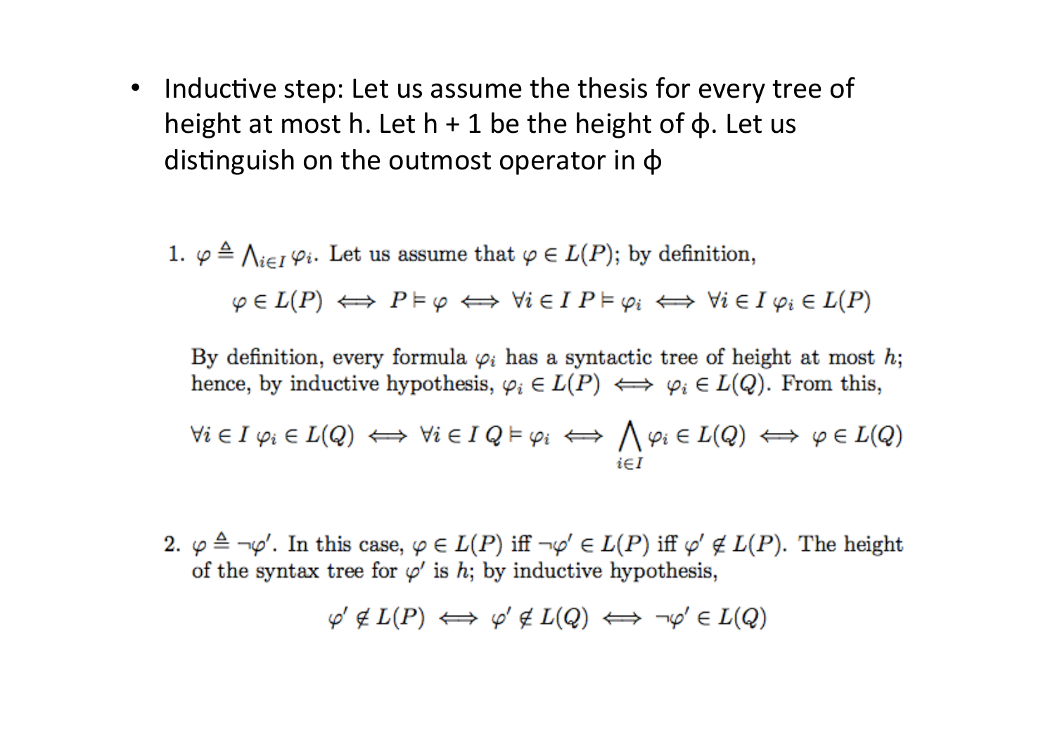- Inductive step: Let us assume the thesis for every tree of height at most h. Let h + 1 be the height of ϕ. Let us distinguish on the outmost operator in ϕ

1. $\varphi \triangleq \bigwedge_{i \in I} \varphi_i$. Let us assume that $\varphi \in L(P)$; by definition,

$$\varphi \in L(P) \iff P \models \varphi \iff \forall i \in I \; P \models \varphi_i \iff \forall i \in I \; \varphi_i \in L(P)$$

By definition, every formula $\varphi_i$ has a syntactic tree of height at most $h$; hence, by inductive hypothesis, $\varphi_i \in L(P) \iff \varphi_i \in L(Q)$. From this,

$$\forall i \in I \; \varphi_i \in L(Q) \iff \forall i \in I \; Q \models \varphi_i \iff \bigwedge_{i \in I} \varphi_i \in L(Q) \iff \varphi \in L(Q)$$

2. $\varphi \triangleq \neg\varphi'$. In this case, $\varphi \in L(P)$ iff $\neg\varphi' \in L(P)$ iff $\varphi' \notin L(P)$. The height of the syntax tree for $\varphi'$ is $h$; by inductive hypothesis,

$$\varphi' \notin L(P) \iff \varphi' \notin L(Q) \iff \neg\varphi' \in L(Q)$$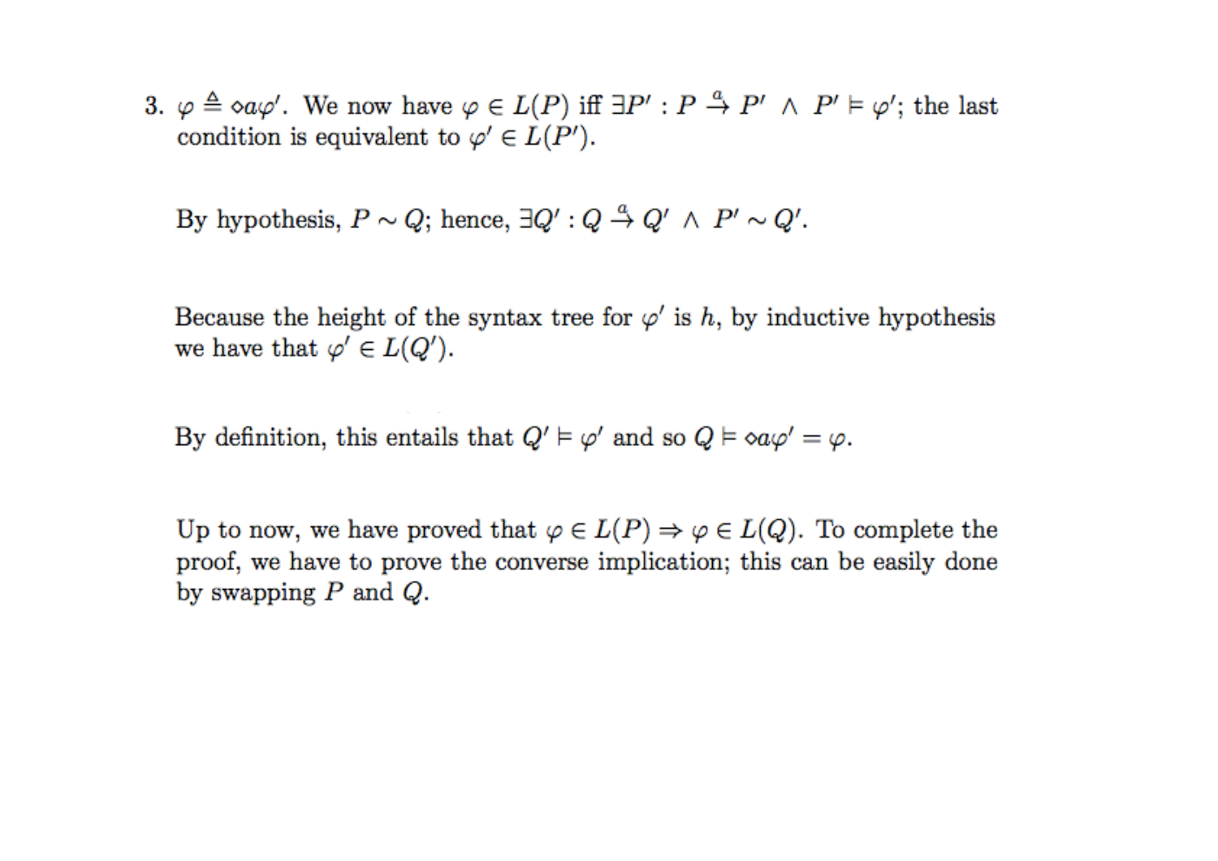3. $\varphi \triangleq \diamond a \varphi'$. We now have $\varphi \in L(P)$ iff $\exists P' : P \xrightarrow{a} P' \wedge P' \models \varphi'$; the last condition is equivalent to $\varphi' \in L(P')$.

   By hypothesis, $P \sim Q$; hence, $\exists Q' : Q \xrightarrow{a} Q' \wedge P' \sim Q'$.

   Because the height of the syntax tree for $\varphi'$ is $h$, by inductive hypothesis we have that $\varphi' \in L(Q')$.

   By definition, this entails that $Q' \models \varphi'$ and so $Q \models \diamond a \varphi' = \varphi$.

   Up to now, we have proved that $\varphi \in L(P) \Rightarrow \varphi \in L(Q)$. To complete the proof, we have to prove the converse implication; this can be easily done by swapping $P$ and $Q$.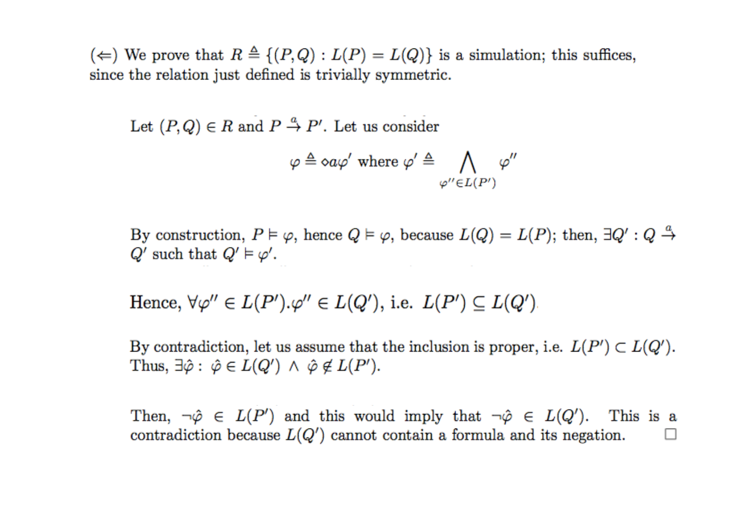($\Leftarrow$) We prove that $R \triangleq \{(P, Q) : L(P) = L(Q)\}$ is a simulation; this suffices, since the relation just defined is trivially symmetric.

Let $(P, Q) \in R$ and $P \xrightarrow{a} P'$. Let us consider

$$\varphi \triangleq \diamond a \varphi' \text{ where } \varphi' \triangleq \bigwedge_{\varphi'' \in L(P')} \varphi''$$

By construction, $P \models \varphi$, hence $Q \models \varphi$, because $L(Q) = L(P)$; then, $\exists Q' : Q \xrightarrow{a} Q'$ such that $Q' \models \varphi'$.

Hence, $\forall \varphi'' \in L(P').\varphi'' \in L(Q')$, i.e. $L(P') \subseteq L(Q')$

By contradiction, let us assume that the inclusion is proper, i.e. $L(P') \subset L(Q')$. Thus, $\exists \hat{\varphi} : \hat{\varphi} \in L(Q') \wedge \hat{\varphi} \notin L(P')$.

Then, $\neg\hat{\varphi} \in L(P')$ and this would imply that $\neg\hat{\varphi} \in L(Q')$. This is a contradiction because $L(Q')$ cannot contain a formula and its negation. $\square$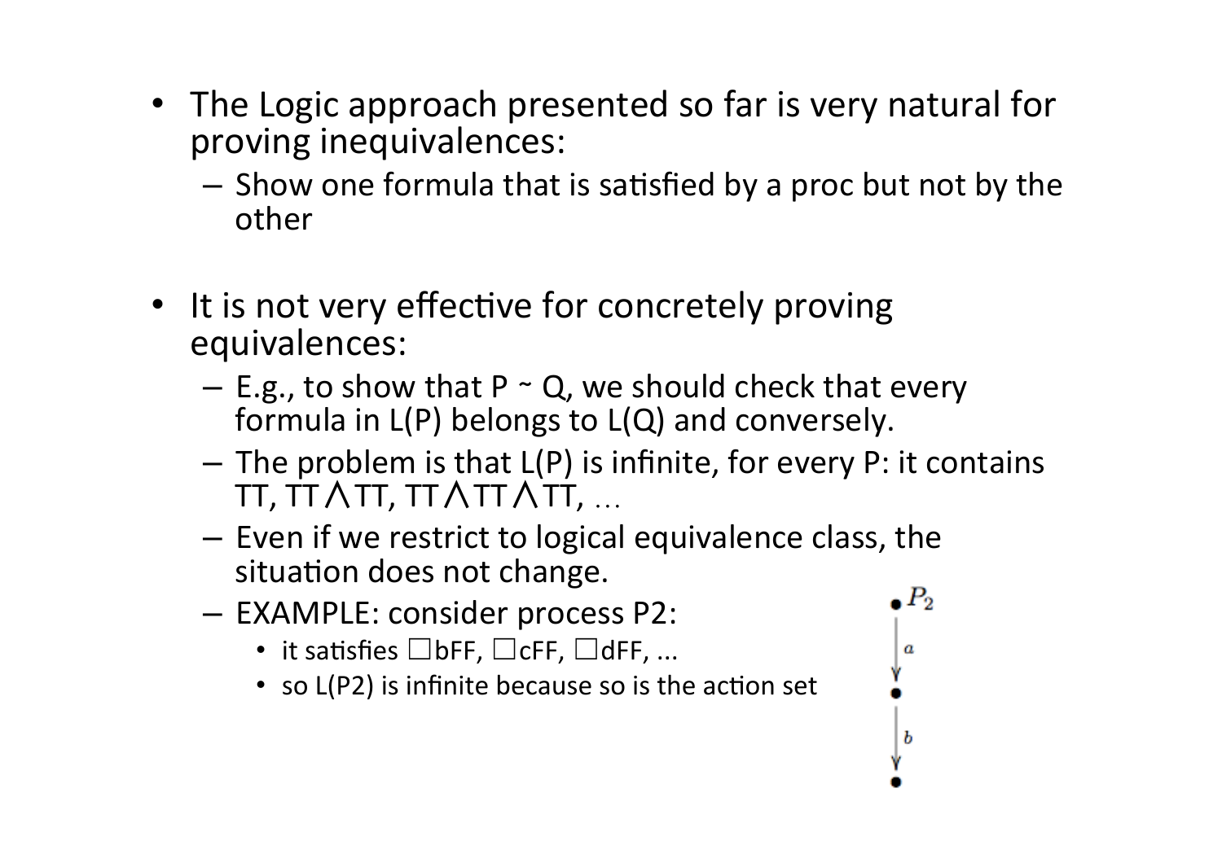- The Logic approach presented so far is very natural for proving inequivalences:
  - Show one formula that is satisfied by a proc but not by the other

- It is not very effective for concretely proving equivalences:
  - E.g., to show that $P \sim Q$, we should check that every formula in $L(P)$ belongs to $L(Q)$ and conversely.
  - The problem is that $L(P)$ is infinite, for every P: it contains TT, TT$\wedge$TT, TT$\wedge$TT$\wedge$TT, ...
  - Even if we restrict to logical equivalence class, the situation does not change.
  - EXAMPLE: consider process P2:
    - it satisfies $\Box$bFF, $\Box$cFF, $\Box$dFF, ...
    - so L(P2) is infinite because so is the action set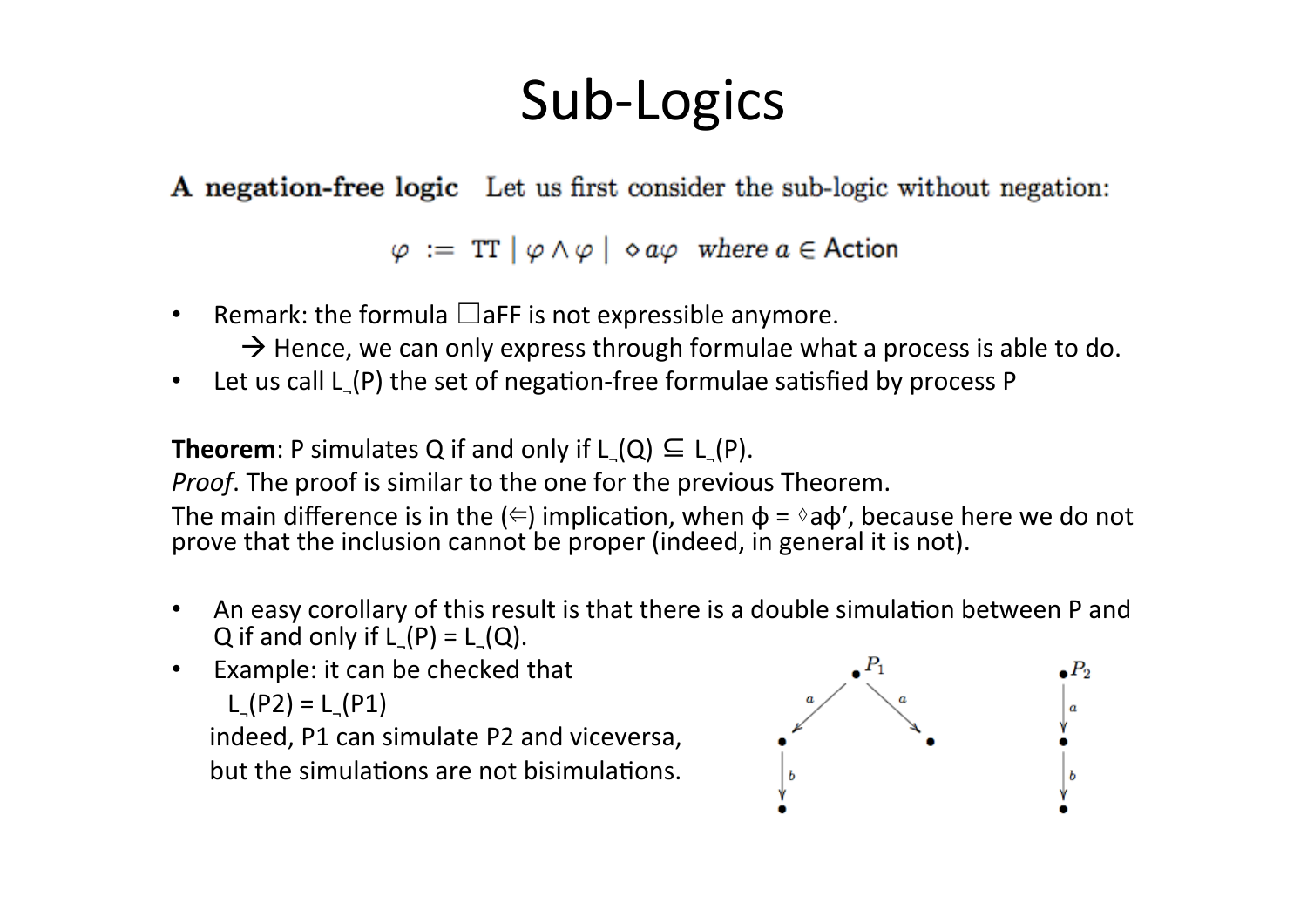# Sub-Logics

**A negation-free logic** Let us first consider the sub-logic without negation:

$$\varphi \;:=\; \mathtt{TT} \mid \varphi \wedge \varphi \mid \; \diamond a \varphi \quad \textit{where } a \in \mathsf{Action}$$

- Remark: the formula $\Box a\mathtt{FF}$ is not expressible anymore.
  → Hence, we can only express through formulae what a process is able to do.
- Let us call $L_{\neg}(P)$ the set of negation-free formulae satisfied by process P

**Theorem**: P simulates Q if and only if $L_{\neg}(Q) \subseteq L_{\neg}(P)$.

*Proof*. The proof is similar to the one for the previous Theorem.

The main difference is in the (⇐) implication, when $\phi = \diamond a\phi'$, because here we do not prove that the inclusion cannot be proper (indeed, in general it is not).

- An easy corollary of this result is that there is a double simulation between P and Q if and only if $L_{\neg}(P) = L_{\neg}(Q)$.
- Example: it can be checked that
  $L_{\neg}(P2) = L_{\neg}(P1)$
  indeed, P1 can simulate P2 and viceversa, but the simulations are not bisimulations.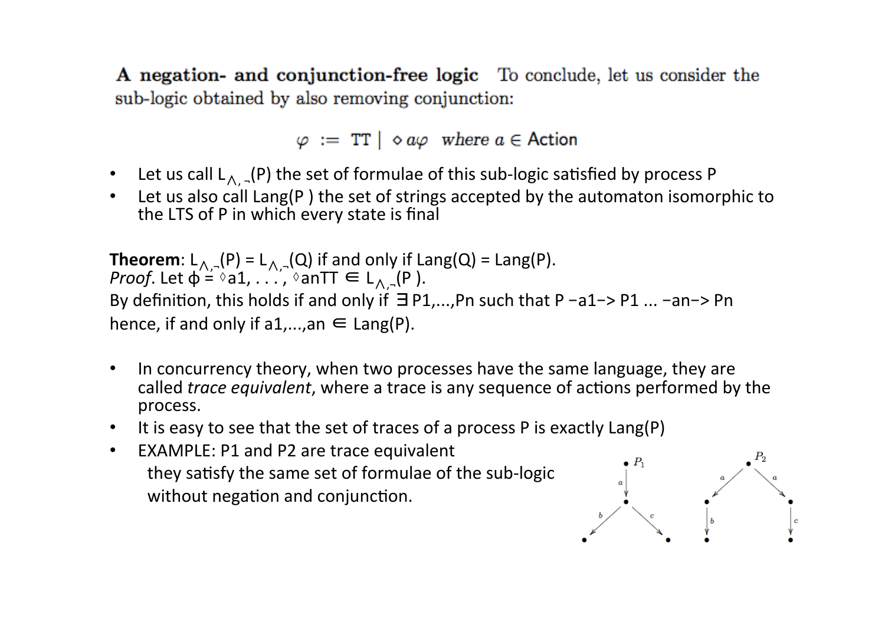**A negation- and conjunction-free logic** To conclude, let us consider the sub-logic obtained by also removing conjunction:

$$\varphi \ := \ \mathsf{TT} \mid \diamond a\varphi \quad \textit{where } a \in \mathsf{Action}$$

- Let us call $L_{\wedge,\neg}(P)$ the set of formulae of this sub-logic satisfied by process P
- Let us also call Lang(P ) the set of strings accepted by the automaton isomorphic to the LTS of P in which every state is final

**Theorem**: $L_{\wedge,\neg}(P) = L_{\wedge,\neg}(Q)$ if and only if Lang(Q) = Lang(P).
*Proof*. Let $\phi = \diamond a1, \ldots, \diamond an\mathsf{TT} \in L_{\wedge,\neg}(P)$.
By definition, this holds if and only if $\exists$ P1,...,Pn such that P −a1−> P1 ... −an−> Pn hence, if and only if a1,...,an $\in$ Lang(P).

- In concurrency theory, when two processes have the same language, they are called *trace equivalent*, where a trace is any sequence of actions performed by the process.
- It is easy to see that the set of traces of a process P is exactly Lang(P)
- EXAMPLE: P1 and P2 are trace equivalent
  they satisfy the same set of formulae of the sub-logic without negation and conjunction.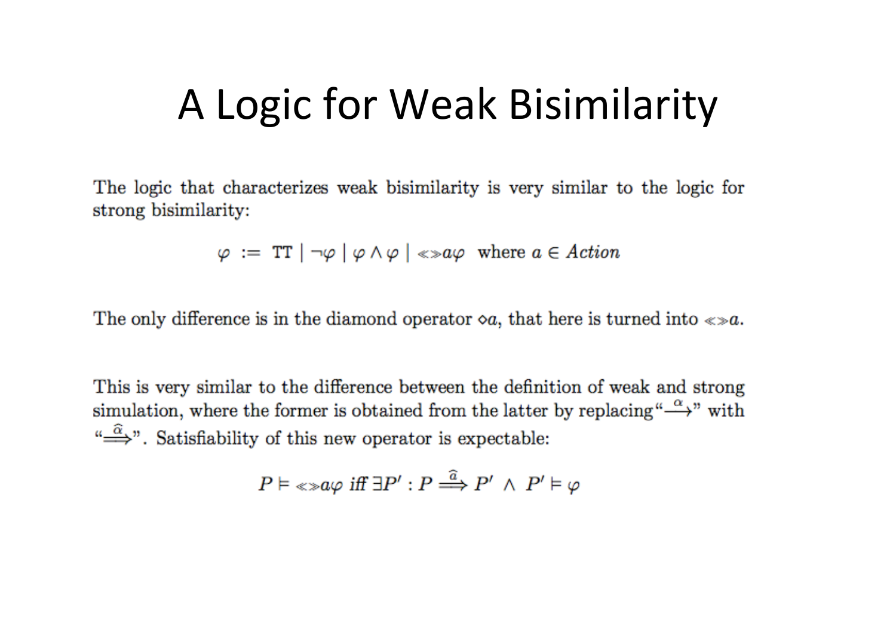# A Logic for Weak Bisimilarity

The logic that characterizes weak bisimilarity is very similar to the logic for strong bisimilarity:

$$\varphi \;:=\; \mathrm{TT} \mid \neg\varphi \mid \varphi \wedge \varphi \mid \langle\!\langle\rangle\!\rangle a\varphi \;\; \text{where } a \in \mathit{Action}$$

The only difference is in the diamond operator $\diamond a$, that here is turned into $\langle\!\langle\rangle\!\rangle a$.

This is very similar to the difference between the definition of weak and strong simulation, where the former is obtained from the latter by replacing "$\xrightarrow{\alpha}$" with "$\stackrel{\widehat{\alpha}}{\Longrightarrow}$". Satisfiability of this new operator is expectable:

$$P \models \langle\!\langle\rangle\!\rangle a\varphi \text{ iff } \exists P' : P \stackrel{\widehat{a}}{\Longrightarrow} P' \;\wedge\; P' \models \varphi$$